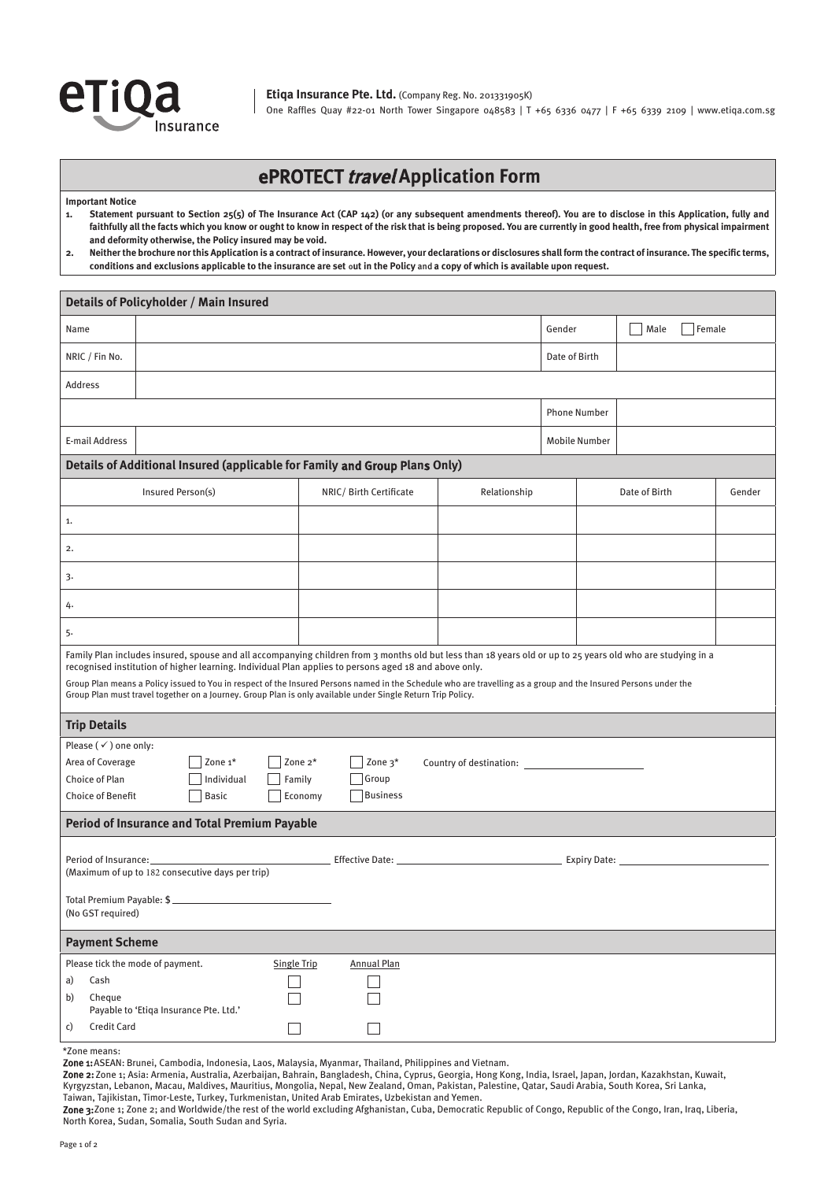**Etiqa Insurance Pte. Ltd.** (Company Reg. No. 201331905K)
One Raffles Quay #22-01 North Tower Singapore 048583 | T +65 6336 0477 | F +65 6339 2109 | www.etiqa.com.sg

# ePROTECT *travel* Application Form

**Important Notice**

1. **Statement pursuant to Section 25(5) of The Insurance Act (CAP 142) (or any subsequent amendments thereof). You are to disclose in this Application, fully and faithfully all the facts which you know or ought to know in respect of the risk that is being proposed. You are currently in good health, free from physical impairment and deformity otherwise, the Policy insured may be void.**
2. **Neither the brochure nor this Application is a contract of insurance. However, your declarations or disclosures shall form the contract of insurance. The specific terms, conditions and exclusions applicable to the insurance are set out in the Policy and a copy of which is available upon request.**

## Details of Policyholder / Main Insured

| | | | |
|---|---|---|---|
| Name | | Gender | ☐ Male ☐ Female |
| NRIC / Fin No. | | Date of Birth | |
| Address | | | |
| | | Phone Number | |
| E-mail Address | | Mobile Number | |

## Details of Additional Insured (applicable for Family and Group Plans Only)

| Insured Person(s) | NRIC/ Birth Certificate | Relationship | Date of Birth | Gender |
|---|---|---|---|---|
| 1. | | | | |
| 2. | | | | |
| 3. | | | | |
| 4. | | | | |
| 5. | | | | |

Family Plan includes insured, spouse and all accompanying children from 3 months old but less than 18 years old or up to 25 years old who are studying in a recognised institution of higher learning. Individual Plan applies to persons aged 18 and above only.

Group Plan means a Policy issued to You in respect of the Insured Persons named in the Schedule who are travelling as a group and the Insured Persons under the Group Plan must travel together on a Journey. Group Plan is only available under Single Return Trip Policy.

## Trip Details

Please ( ✓ ) one only:

Area of Coverage ☐ Zone 1* ☐ Zone 2* ☐ Zone 3* Country of destination: ____________

Choice of Plan ☐ Individual ☐ Family ☐ Group

Choice of Benefit ☐ Basic ☐ Economy ☐ Business

## Period of Insurance and Total Premium Payable

Period of Insurance: ____________ Effective Date: ____________ Expiry Date: ____________
(Maximum of up to 182 consecutive days per trip)

Total Premium Payable: $ ____________
(No GST required)

## Payment Scheme

| Please tick the mode of payment. | Single Trip | Annual Plan |
|---|---|---|
| a) Cash | ☐ | ☐ |
| b) Cheque<br>Payable to 'Etiqa Insurance Pte. Ltd.' | ☐ | ☐ |
| c) Credit Card | ☐ | ☐ |

*Zone means:

**Zone 1:** ASEAN: Brunei, Cambodia, Indonesia, Laos, Malaysia, Myanmar, Thailand, Philippines and Vietnam.

**Zone 2:** Zone 1; Asia: Armenia, Australia, Azerbaijan, Bahrain, Bangladesh, China, Cyprus, Georgia, Hong Kong, India, Israel, Japan, Jordan, Kazakhstan, Kuwait, Kyrgyzstan, Lebanon, Macau, Maldives, Mauritius, Mongolia, Nepal, New Zealand, Oman, Pakistan, Palestine, Qatar, Saudi Arabia, South Korea, Sri Lanka, Taiwan, Tajikistan, Timor-Leste, Turkey, Turkmenistan, United Arab Emirates, Uzbekistan and Yemen.

**Zone 3:** Zone 1; Zone 2; and Worldwide/the rest of the world excluding Afghanistan, Cuba, Democratic Republic of Congo, Republic of the Congo, Iran, Iraq, Liberia, North Korea, Sudan, Somalia, South Sudan and Syria.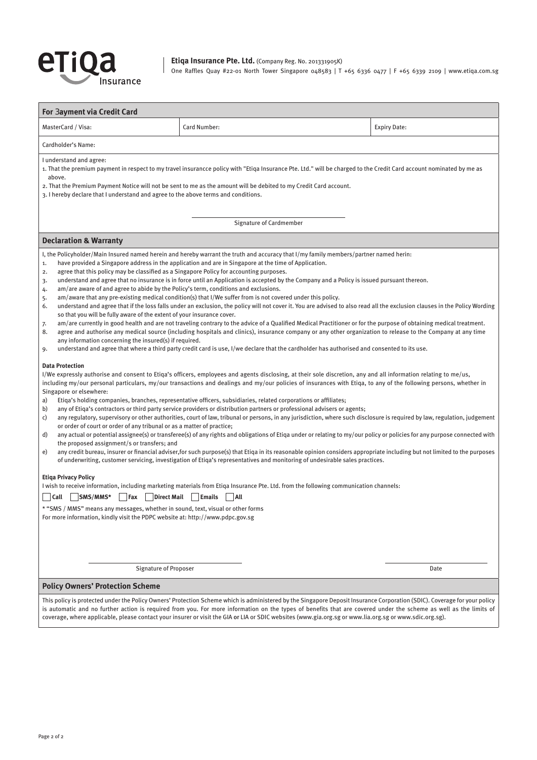**Etiqa Insurance Pte. Ltd.** (Company Reg. No. 201331905K)
One Raffles Quay #22-01 North Tower Singapore 048583 | T +65 6336 0477 | F +65 6339 2109 | www.etiqa.com.sg

## For Payment via Credit Card

| MasterCard / Visa: | Card Number: | Expiry Date: |
|---|---|---|
| Cardholder's Name: | | |

I understand and agree:

1. That the premium payment in respect to my travel insurancce policy with "Etiqa Insurance Pte. Ltd." will be charged to the Credit Card account nominated by me as above.
2. That the Premium Payment Notice will not be sent to me as the amount will be debited to my Credit Card account.
3. I hereby declare that I understand and agree to the above terms and conditions.

Signature of Cardmember

## Declaration & Warranty

I, the Policyholder/Main Insured named herein and hereby warrant the truth and accuracy that I/my family members/partner named herin:

1. have provided a Singapore address in the application and are in Singapore at the time of Application.
2. agree that this policy may be classified as a Singapore Policy for accounting purposes.
3. understand and agree that no insurance is in force until an Application is accepted by the Company and a Policy is issued pursuant thereon.
4. am/are aware of and agree to abide by the Policy's term, conditions and exclusions.
5. am/aware that any pre-existing medical condition(s) that I/We suffer from is not covered under this policy.
6. understand and agree that if the loss falls under an exclusion, the policy will not cover it. You are advised to also read all the exclusion clauses in the Policy Wording so that you will be fully aware of the extent of your insurance cover.
7. am/are currently in good health and are not traveling contrary to the advice of a Qualified Medical Practitioner or for the purpose of obtaining medical treatment.
8. agree and authorise any medical source (including hospitals and clinics), insurance company or any other organization to release to the Company at any time any information concerning the insured(s) if required.
9. understand and agree that where a third party credit card is use, I/we declare that the cardholder has authorised and consented to its use.

### Data Protection

I/We expressly authorise and consent to Etiqa's officers, employees and agents disclosing, at their sole discretion, any and all information relating to me/us, including my/our personal particulars, my/our transactions and dealings and my/our policies of insurances with Etiqa, to any of the following persons, whether in Singapore or elsewhere:

a) Etiqa's holding companies, branches, representative officers, subsidiaries, related corporations or affiliates;
b) any of Etiqa's contractors or third party service providers or distribution partners or professional advisers or agents;
c) any regulatory, supervisory or other authorities, court of law, tribunal or persons, in any jurisdiction, where such disclosure is required by law, regulation, judgement or order of court or order of any tribunal or as a matter of practice;
d) any actual or potential assignee(s) or transferee(s) of any rights and obligations of Etiqa under or relating to my/our policy or policies for any purpose connected with the proposed assignment/s or transfers; and
e) any credit bureau, insurer or financial adviser,for such purpose(s) that Etiqa in its reasonable opinion considers appropriate including but not limited to the purposes of underwriting, customer servicing, investigation of Etiqa's representatives and monitoring of undesirable sales practices.

### Etiqa Privacy Policy

I wish to receive information, including marketing materials from Etiqa Insurance Pte. Ltd. from the following communication channels:

☐ **Call** ☐ **SMS/MMS*** ☐ **Fax** ☐ **Direct Mail** ☐ **Emails** ☐ **All**

* "SMS / MMS" means any messages, whether in sound, text, visual or other forms
For more information, kindly visit the PDPC website at: http://www.pdpc.gov.sg

Signature of Proposer

Date

## Policy Owners' Protection Scheme

This policy is protected under the Policy Owners' Protection Scheme which is administered by the Singapore Deposit Insurance Corporation (SDIC). Coverage for your policy is automatic and no further action is required from you. For more information on the types of benefits that are covered under the scheme as well as the limits of coverage, where applicable, please contact your insurer or visit the GIA or LIA or SDIC websites (www.gia.org.sg or www.lia.org.sg or www.sdic.org.sg).